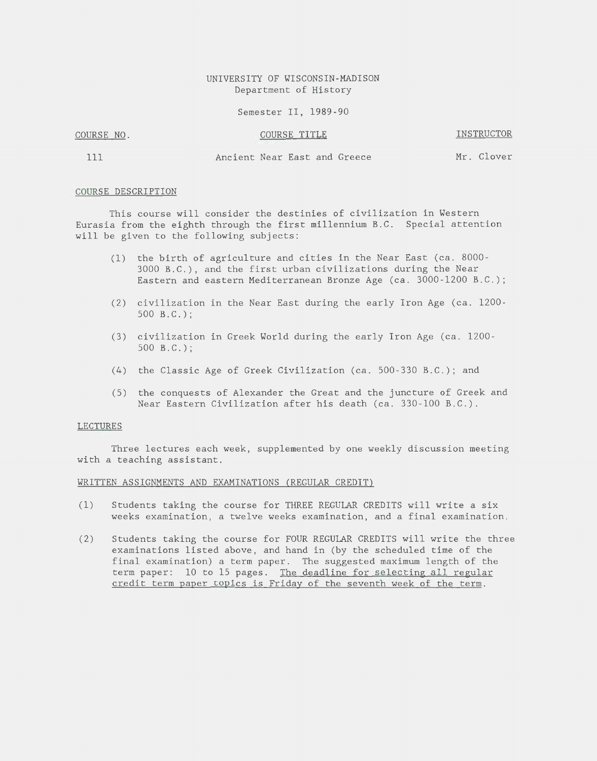UNIVERSITY OF WISCONSIN-MADISON
Department of History

Semester II, 1989-90

| COURSE NO. | COURSE TITLE | INSTRUCTOR |
|---|---|---|
| 111 | Ancient Near East and Greece | Mr. Clover |

## COURSE DESCRIPTION

This course will consider the destinies of civilization in Western Eurasia from the eighth through the first millennium B.C. Special attention will be given to the following subjects:

(1) the birth of agriculture and cities in the Near East (ca. 8000-3000 B.C.), and the first urban civilizations during the Near Eastern and eastern Mediterranean Bronze Age (ca. 3000-1200 B.C.);

(2) civilization in the Near East during the early Iron Age (ca. 1200-500 B.C.);

(3) civilization in Greek World during the early Iron Age (ca. 1200-500 B.C.);

(4) the Classic Age of Greek Civilization (ca. 500-330 B.C.); and

(5) the conquests of Alexander the Great and the juncture of Greek and Near Eastern Civilization after his death (ca. 330-100 B.C.).

## LECTURES

Three lectures each week, supplemented by one weekly discussion meeting with a teaching assistant.

## WRITTEN ASSIGNMENTS AND EXAMINATIONS (REGULAR CREDIT)

(1) Students taking the course for THREE REGULAR CREDITS will write a six weeks examination, a twelve weeks examination, and a final examination.

(2) Students taking the course for FOUR REGULAR CREDITS will write the three examinations listed above, and hand in (by the scheduled time of the final examination) a term paper. The suggested maximum length of the term paper: 10 to 15 pages. The deadline for selecting all regular credit term paper topics is Friday of the seventh week of the term.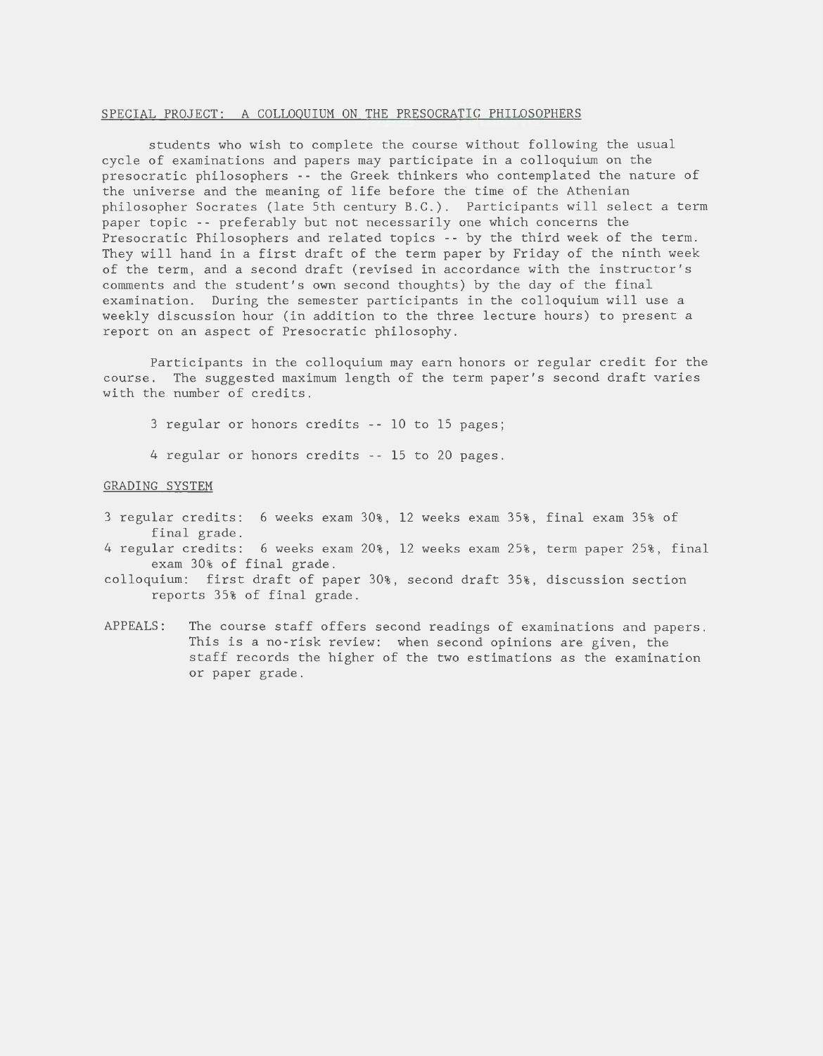## SPECIAL PROJECT: A COLLOQUIUM ON THE PRESOCRATIC PHILOSOPHERS

students who wish to complete the course without following the usual cycle of examinations and papers may participate in a colloquium on the presocratic philosophers -- the Greek thinkers who contemplated the nature of the universe and the meaning of life before the time of the Athenian philosopher Socrates (late 5th century B.C.). Participants will select a term paper topic -- preferably but not necessarily one which concerns the Presocratic Philosophers and related topics -- by the third week of the term. They will hand in a first draft of the term paper by Friday of the ninth week of the term, and a second draft (revised in accordance with the instructor's comments and the student's own second thoughts) by the day of the final examination. During the semester participants in the colloquium will use a weekly discussion hour (in addition to the three lecture hours) to present a report on an aspect of Presocratic philosophy.

Participants in the colloquium may earn honors or regular credit for the course. The suggested maximum length of the term paper's second draft varies with the number of credits.

3 regular or honors credits -- 10 to 15 pages;

4 regular or honors credits -- 15 to 20 pages.

## GRADING SYSTEM

3 regular credits: 6 weeks exam 30%, 12 weeks exam 35%, final exam 35% of final grade.

4 regular credits: 6 weeks exam 20%, 12 weeks exam 25%, term paper 25%, final exam 30% of final grade.

colloquium: first draft of paper 30%, second draft 35%, discussion section reports 35% of final grade.

APPEALS: The course staff offers second readings of examinations and papers. This is a no-risk review: when second opinions are given, the staff records the higher of the two estimations as the examination or paper grade.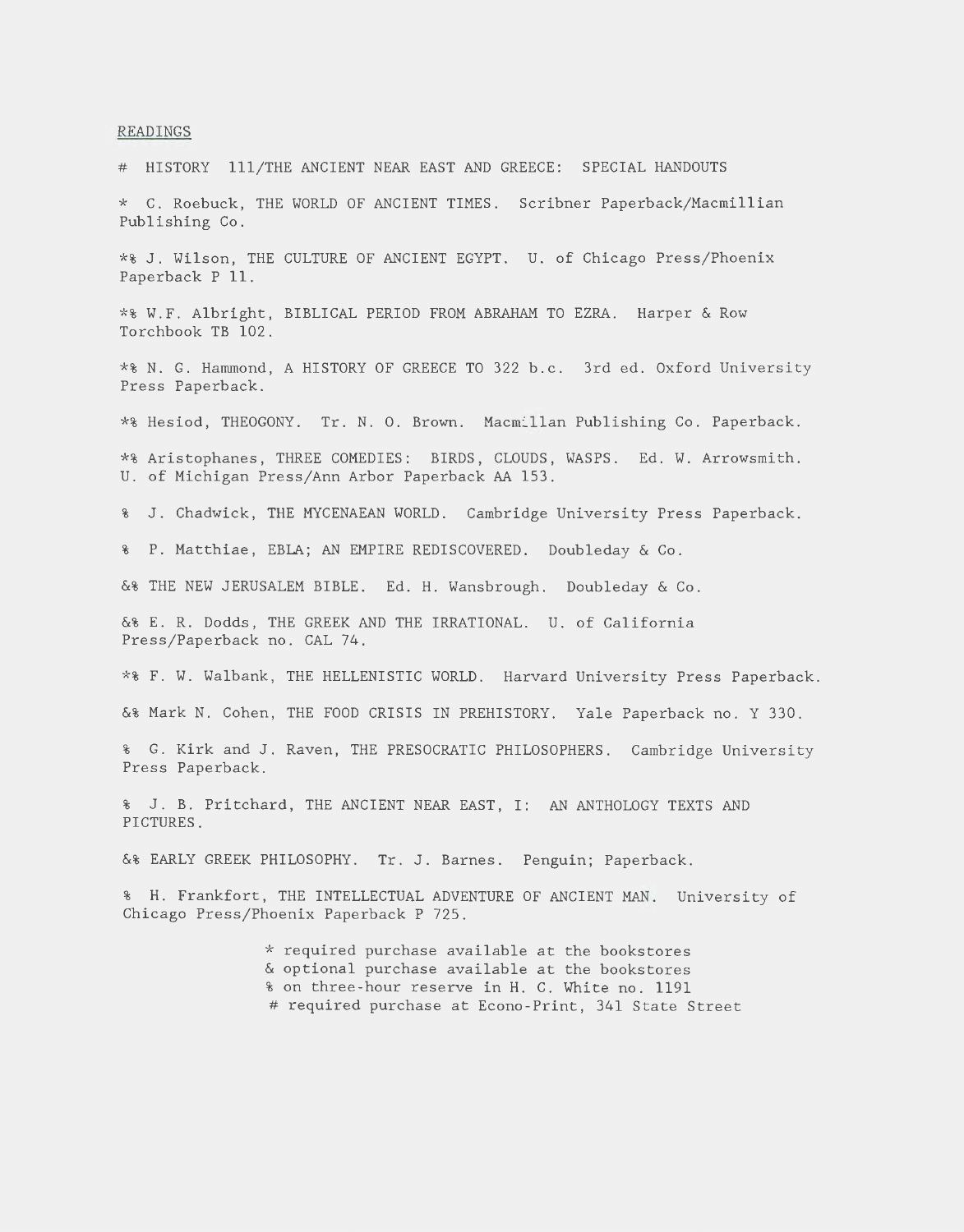READINGS

# HISTORY 111/THE ANCIENT NEAR EAST AND GREECE: SPECIAL HANDOUTS

* C. Roebuck, THE WORLD OF ANCIENT TIMES. Scribner Paperback/Macmillian Publishing Co.

*% J. Wilson, THE CULTURE OF ANCIENT EGYPT. U. of Chicago Press/Phoenix Paperback P 11.

*% W.F. Albright, BIBLICAL PERIOD FROM ABRAHAM TO EZRA. Harper & Row Torchbook TB 102.

*% N. G. Hammond, A HISTORY OF GREECE TO 322 b.c. 3rd ed. Oxford University Press Paperback.

*% Hesiod, THEOGONY. Tr. N. O. Brown. Macmillan Publishing Co. Paperback.

*% Aristophanes, THREE COMEDIES: BIRDS, CLOUDS, WASPS. Ed. W. Arrowsmith. U. of Michigan Press/Ann Arbor Paperback AA 153.

% J. Chadwick, THE MYCENAEAN WORLD. Cambridge University Press Paperback.

% P. Matthiae, EBLA; AN EMPIRE REDISCOVERED. Doubleday & Co.

&% THE NEW JERUSALEM BIBLE. Ed. H. Wansbrough. Doubleday & Co.

&% E. R. Dodds, THE GREEK AND THE IRRATIONAL. U. of California Press/Paperback no. CAL 74.

*% F. W. Walbank, THE HELLENISTIC WORLD. Harvard University Press Paperback.

&% Mark N. Cohen, THE FOOD CRISIS IN PREHISTORY. Yale Paperback no. Y 330.

% G. Kirk and J. Raven, THE PRESOCRATIC PHILOSOPHERS. Cambridge University Press Paperback.

% J. B. Pritchard, THE ANCIENT NEAR EAST, I: AN ANTHOLOGY TEXTS AND PICTURES.

&% EARLY GREEK PHILOSOPHY. Tr. J. Barnes. Penguin; Paperback.

% H. Frankfort, THE INTELLECTUAL ADVENTURE OF ANCIENT MAN. University of Chicago Press/Phoenix Paperback P 725.

* required purchase available at the bookstores
& optional purchase available at the bookstores
% on three-hour reserve in H. C. White no. 1191
# required purchase at Econo-Print, 341 State Street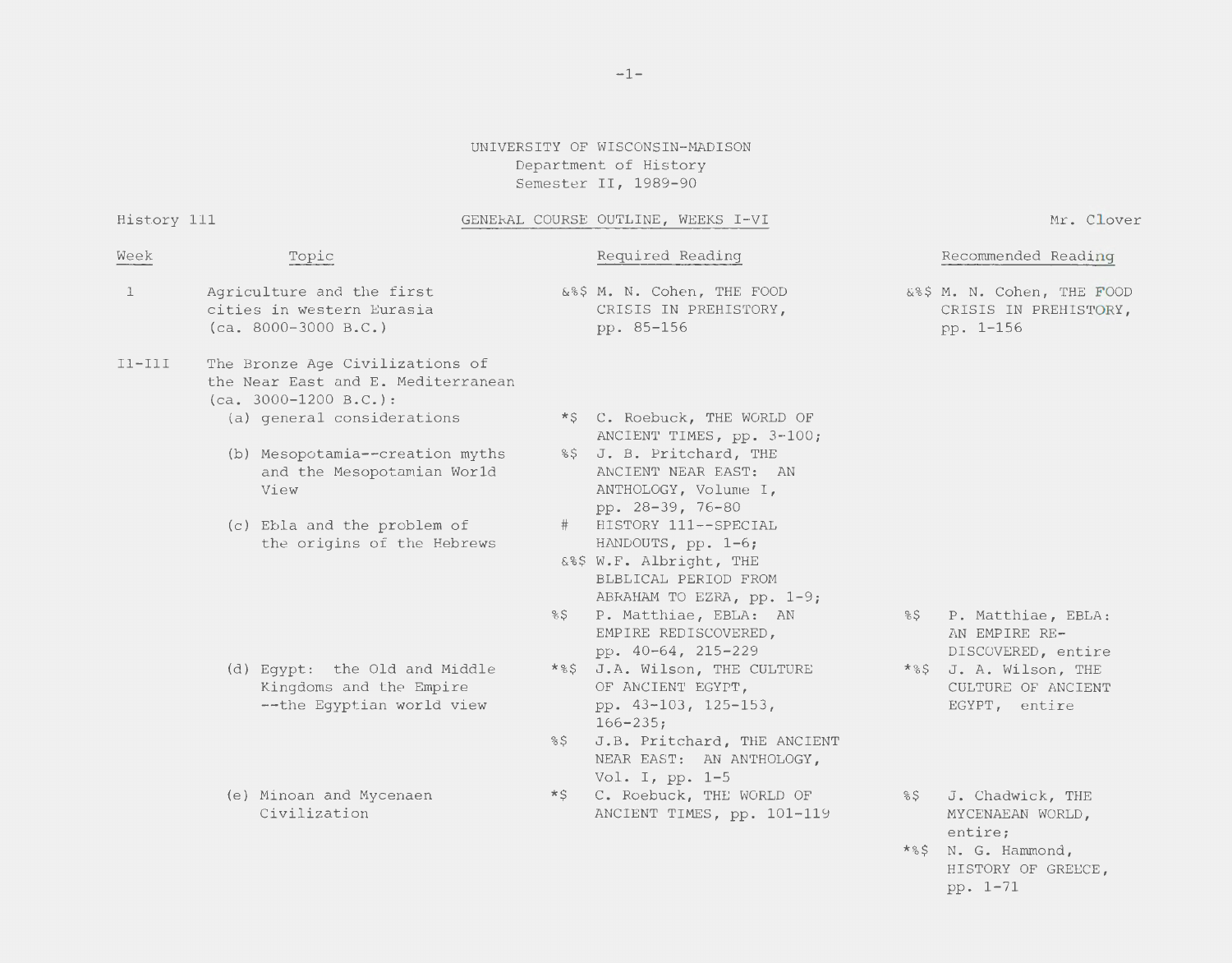UNIVERSITY OF WISCONSIN-MADISON
Department of History
Semester II, 1989-90

History 111 — GENERAL COURSE OUTLINE, WEEKS I-VI — Mr. Clover

| Week | Topic | Required Reading | Recommended Reading |
|---|---|---|---|
| I | Agriculture and the first cities in western Eurasia (ca. 8000-3000 B.C.) | &%$ M. N. Cohen, THE FOOD CRISIS IN PREHISTORY, pp. 85-156 | &%$ M. N. Cohen, THE FOOD CRISIS IN PREHISTORY, pp. 1-156 |
| II-III | The Bronze Age Civilizations of the Near East and E. Mediterranean (ca. 3000-1200 B.C.): | | |
| | (a) general considerations | *$ C. Roebuck, THE WORLD OF ANCIENT TIMES, pp. 3-100; | |
| | (b) Mesopotamia--creation myths and the Mesopotamian World View | %$ J. B. Pritchard, THE ANCIENT NEAR EAST: AN ANTHOLOGY, Volume I, pp. 28-39, 76-80 | |
| | (c) Ebla and the problem of the origins of the Hebrews | # HISTORY 111--SPECIAL HANDOUTS, pp. 1-6; | |
| | | &%$ W.F. Albright, THE BIBLICAL PERIOD FROM ABRAHAM TO EZRA, pp. 1-9; | |
| | | %$ P. Matthiae, EBLA: AN EMPIRE REDISCOVERED, pp. 40-64, 215-229 | %$ P. Matthiae, EBLA: AN EMPIRE REDISCOVERED, entire |
| | (d) Egypt: the Old and Middle Kingdoms and the Empire --the Egyptian world view | *%$ J.A. Wilson, THE CULTURE OF ANCIENT EGYPT, pp. 43-103, 125-153, 166-235; | *%$ J. A. Wilson, THE CULTURE OF ANCIENT EGYPT, entire |
| | | %$ J.B. Pritchard, THE ANCIENT NEAR EAST: AN ANTHOLOGY, Vol. I, pp. 1-5 | |
| | (e) Minoan and Mycenaen Civilization | *$ C. Roebuck, THE WORLD OF ANCIENT TIMES, pp. 101-119 | %$ J. Chadwick, THE MYCENAEAN WORLD, entire; |
| | | | *%$ N. G. Hammond, HISTORY OF GREECE, pp. 1-71 |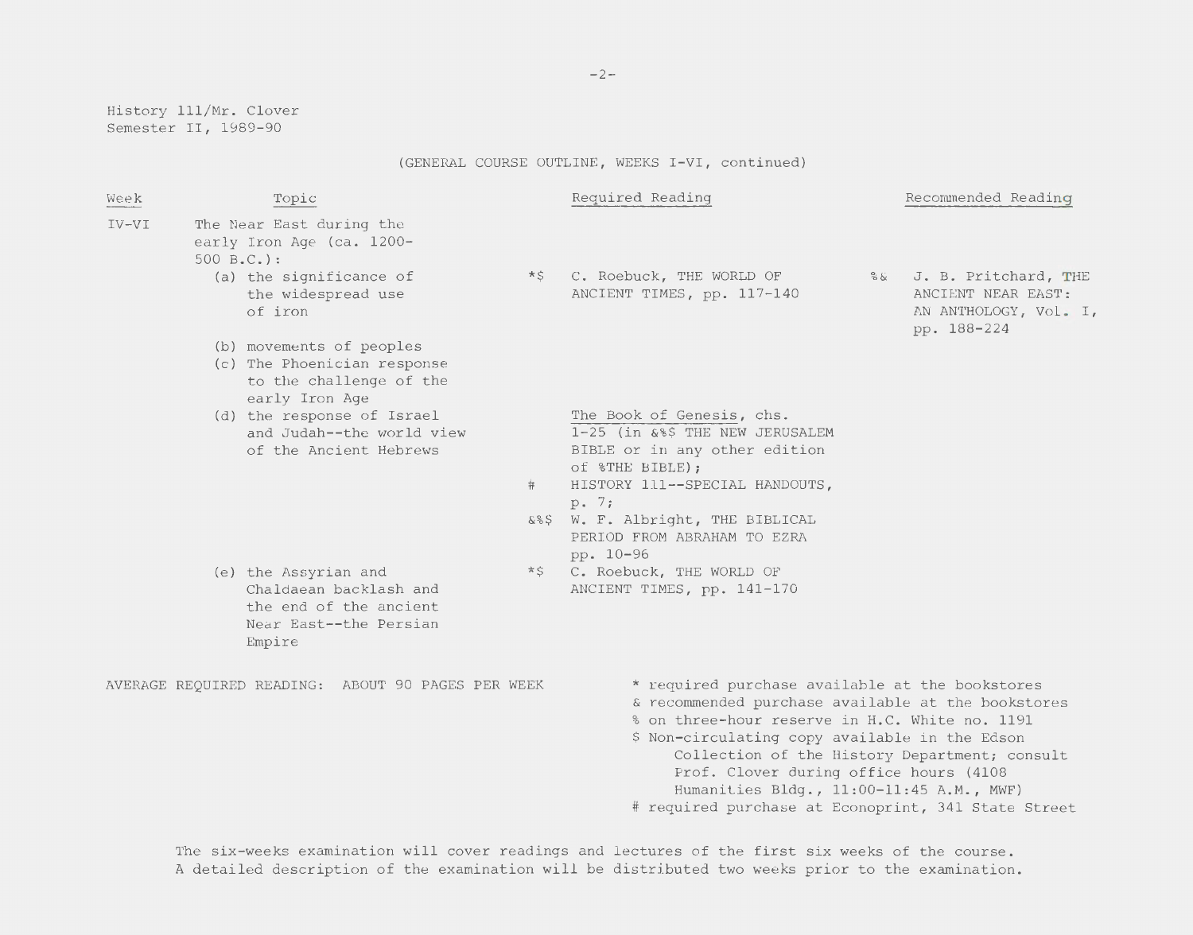History 111/Mr. Clover
Semester II, 1989-90

(GENERAL COURSE OUTLINE, WEEKS I-VI, continued)

| Week | Topic | | Required Reading | | Recommended Reading |
|---|---|---|---|---|---|
| IV-VI | The Near East during the early Iron Age (ca. 1200-500 B.C.): | | | | |
| | (a) the significance of the widespread use of iron | *$ | C. Roebuck, THE WORLD OF ANCIENT TIMES, pp. 117-140 | %& | J. B. Pritchard, THE ANCIENT NEAR EAST: AN ANTHOLOGY, Vol. I, pp. 188-224 |
| | (b) movements of peoples | | | | |
| | (c) The Phoenician response to the challenge of the early Iron Age | | | | |
| | (d) the response of Israel and Judah--the world view of the Ancient Hebrews | | The Book of Genesis, chs. 1-25 (in &%$ THE NEW JERUSALEM BIBLE or in any other edition of %THE BIBLE); | | |
| | | # | HISTORY 111--SPECIAL HANDOUTS, p. 7; | | |
| | | &%$ | W. F. Albright, THE BIBLICAL PERIOD FROM ABRAHAM TO EZRA pp. 10-96 | | |
| | (e) the Assyrian and Chaldaean backlash and the end of the ancient Near East--the Persian Empire | *$ | C. Roebuck, THE WORLD OF ANCIENT TIMES, pp. 141-170 | | |

AVERAGE REQUIRED READING: ABOUT 90 PAGES PER WEEK

\* required purchase available at the bookstores
& recommended purchase available at the bookstores
% on three-hour reserve in H.C. White no. 1191
$ Non-circulating copy available in the Edson Collection of the History Department; consult Prof. Clover during office hours (4108 Humanities Bldg., 11:00-11:45 A.M., MWF)
\# required purchase at Econoprint, 341 State Street

The six-weeks examination will cover readings and lectures of the first six weeks of the course. A detailed description of the examination will be distributed two weeks prior to the examination.